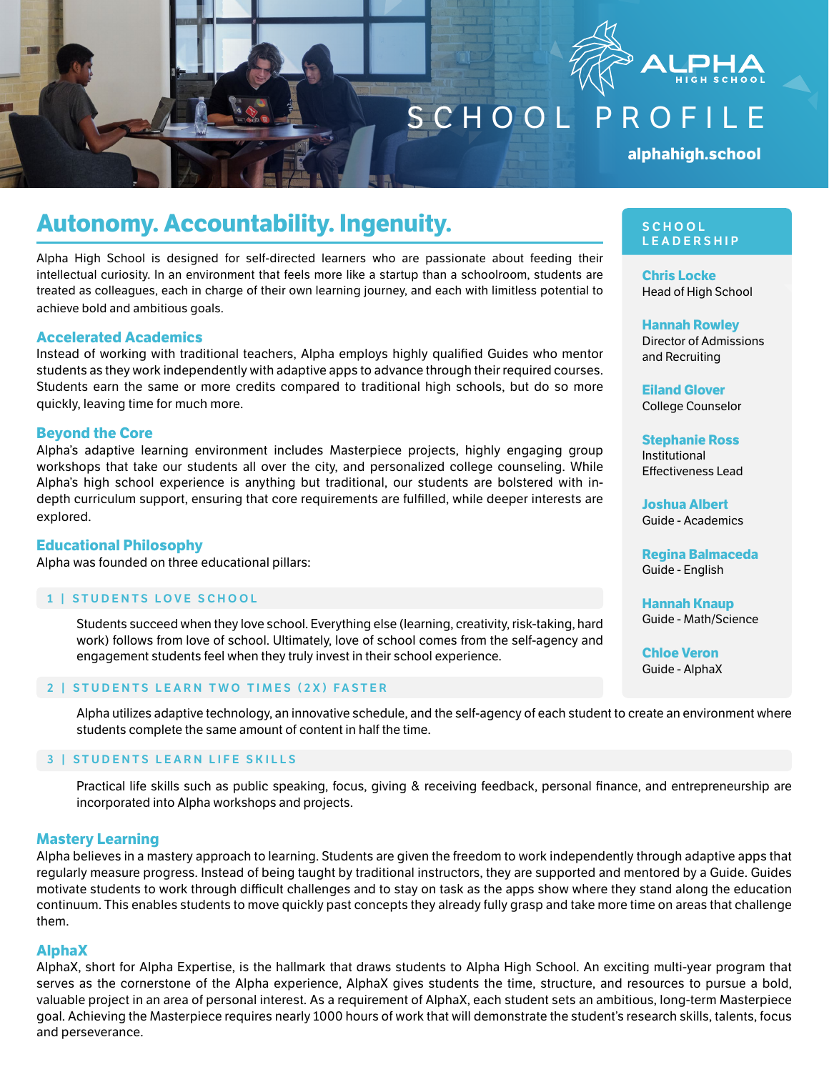# ALPHA HIGH SCHOOL

# SCHOOL PROFILE

alphahigh.school

## Autonomy. Accountability. Ingenuity.

Alpha High School is designed for self-directed learners who are passionate about feeding their intellectual curiosity. In an environment that feels more like a startup than a schoolroom, students are treated as colleagues, each in charge of their own learning journey, and each with limitless potential to achieve bold and ambitious goals.

### Accelerated Academics

Instead of working with traditional teachers, Alpha employs highly qualified Guides who mentor students as they work independently with adaptive apps to advance through their required courses. Students earn the same or more credits compared to traditional high schools, but do so more quickly, leaving time for much more.

### Beyond the Core

Alpha's adaptive learning environment includes Masterpiece projects, highly engaging group workshops that take our students all over the city, and personalized college counseling. While Alpha's high school experience is anything but traditional, our students are bolstered with in-depth curriculum support, ensuring that core requirements are fulfilled, while deeper interests are explored.

### Educational Philosophy

Alpha was founded on three educational pillars:

#### 1 | STUDENTS LOVE SCHOOL

Students succeed when they love school. Everything else (learning, creativity, risk-taking, hard work) follows from love of school. Ultimately, love of school comes from the self-agency and engagement students feel when they truly invest in their school experience.

#### 2 | STUDENTS LEARN TWO TIMES (2X) FASTER

Alpha utilizes adaptive technology, an innovative schedule, and the self-agency of each student to create an environment where students complete the same amount of content in half the time.

#### 3 | STUDENTS LEARN LIFE SKILLS

Practical life skills such as public speaking, focus, giving & receiving feedback, personal finance, and entrepreneurship are incorporated into Alpha workshops and projects.

### Mastery Learning

Alpha believes in a mastery approach to learning. Students are given the freedom to work independently through adaptive apps that regularly measure progress. Instead of being taught by traditional instructors, they are supported and mentored by a Guide. Guides motivate students to work through difficult challenges and to stay on task as the apps show where they stand along the education continuum. This enables students to move quickly past concepts they already fully grasp and take more time on areas that challenge them.

### AlphaX

AlphaX, short for Alpha Expertise, is the hallmark that draws students to Alpha High School. An exciting multi-year program that serves as the cornerstone of the Alpha experience, AlphaX gives students the time, structure, and resources to pursue a bold, valuable project in an area of personal interest. As a requirement of AlphaX, each student sets an ambitious, long-term Masterpiece goal. Achieving the Masterpiece requires nearly 1000 hours of work that will demonstrate the student's research skills, talents, focus and perseverance.

## SCHOOL LEADERSHIP

**Chris Locke**
Head of High School

**Hannah Rowley**
Director of Admissions and Recruiting

**Eiland Glover**
College Counselor

**Stephanie Ross**
Institutional Effectiveness Lead

**Joshua Albert**
Guide - Academics

**Regina Balmaceda**
Guide - English

**Hannah Knaup**
Guide - Math/Science

**Chloe Veron**
Guide - AlphaX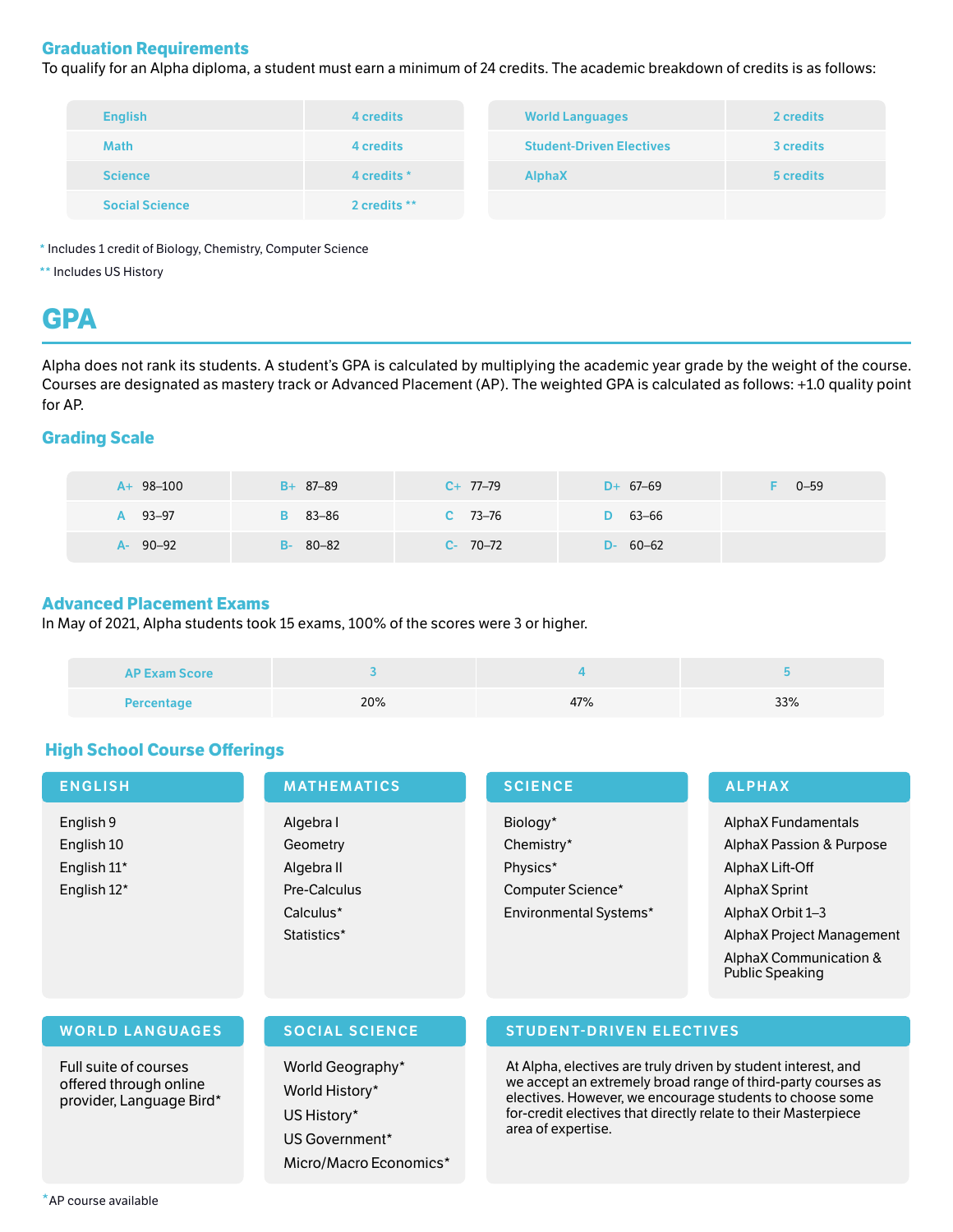## Graduation Requirements

To qualify for an Alpha diploma, a student must earn a minimum of 24 credits. The academic breakdown of credits is as follows:

| | |
|---|---|
| English | 4 credits |
| Math | 4 credits |
| Science | 4 credits * |
| Social Science | 2 credits ** |
| World Languages | 2 credits |
| Student-Driven Electives | 3 credits |
| AlphaX | 5 credits |

\* Includes 1 credit of Biology, Chemistry, Computer Science

\** Includes US History

# GPA

Alpha does not rank its students. A student's GPA is calculated by multiplying the academic year grade by the weight of the course. Courses are designated as mastery track or Advanced Placement (AP). The weighted GPA is calculated as follows: +1.0 quality point for AP.

### Grading Scale

| | | | | |
|---|---|---|---|---|
| A+ 98–100 | B+ 87–89 | C+ 77–79 | D+ 67–69 | F 0–59 |
| A 93–97 | B 83–86 | C 73–76 | D 63–66 | |
| A- 90–92 | B- 80–82 | C- 70–72 | D- 60–62 | |

### Advanced Placement Exams

In May of 2021, Alpha students took 15 exams, 100% of the scores were 3 or higher.

| AP Exam Score | 3 | 4 | 5 |
|---|---|---|---|
| Percentage | 20% | 47% | 33% |

### High School Course Offerings

**ENGLISH**

- English 9
- English 10
- English 11*
- English 12*

**MATHEMATICS**

- Algebra I
- Geometry
- Algebra II
- Pre-Calculus
- Calculus*
- Statistics*

**SCIENCE**

- Biology*
- Chemistry*
- Physics*
- Computer Science*
- Environmental Systems*

**ALPHAX**

- AlphaX Fundamentals
- AlphaX Passion & Purpose
- AlphaX Lift-Off
- AlphaX Sprint
- AlphaX Orbit 1–3
- AlphaX Project Management
- AlphaX Communication & Public Speaking

**WORLD LANGUAGES**

Full suite of courses offered through online provider, Language Bird*

**SOCIAL SCIENCE**

- World Geography*
- World History*
- US History*
- US Government*
- Micro/Macro Economics*

**STUDENT-DRIVEN ELECTIVES**

At Alpha, electives are truly driven by student interest, and we accept an extremely broad range of third-party courses as electives. However, we encourage students to choose some for-credit electives that directly relate to their Masterpiece area of expertise.

\*AP course available